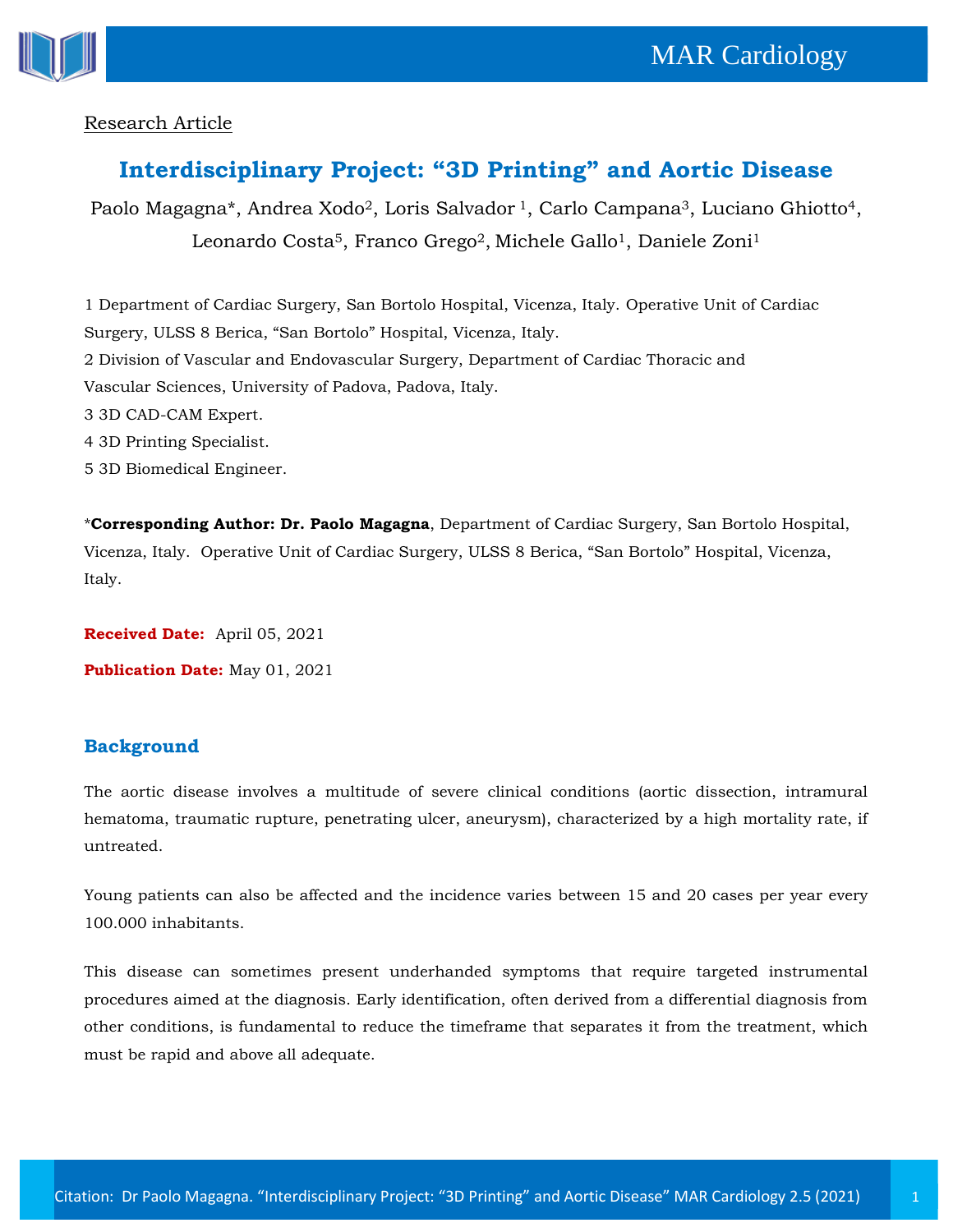Research Article

# Interdisciplinary Project: "3D Printing" and Aortic Disease

Paolo Magagna*, Andrea Xodo[2], Loris Salvador [1], Carlo Campana[3], Luciano Ghiotto[4], Leonardo Costa[5], Franco Grego[2], Michele Gallo[1], Daniele Zoni[1]

1 Department of Cardiac Surgery, San Bortolo Hospital, Vicenza, Italy. Operative Unit of Cardiac Surgery, ULSS 8 Berica, "San Bortolo" Hospital, Vicenza, Italy.

2 Division of Vascular and Endovascular Surgery, Department of Cardiac Thoracic and Vascular Sciences, University of Padova, Padova, Italy.

3 3D CAD-CAM Expert.

4 3D Printing Specialist.

5 3D Biomedical Engineer.

***Corresponding Author: Dr. Paolo Magagna**, Department of Cardiac Surgery, San Bortolo Hospital, Vicenza, Italy. Operative Unit of Cardiac Surgery, ULSS 8 Berica, "San Bortolo" Hospital, Vicenza, Italy.

**Received Date:** April 05, 2021

**Publication Date:** May 01, 2021

## Background

The aortic disease involves a multitude of severe clinical conditions (aortic dissection, intramural hematoma, traumatic rupture, penetrating ulcer, aneurysm), characterized by a high mortality rate, if untreated.

Young patients can also be affected and the incidence varies between 15 and 20 cases per year every 100.000 inhabitants.

This disease can sometimes present underhanded symptoms that require targeted instrumental procedures aimed at the diagnosis. Early identification, often derived from a differential diagnosis from other conditions, is fundamental to reduce the timeframe that separates it from the treatment, which must be rapid and above all adequate.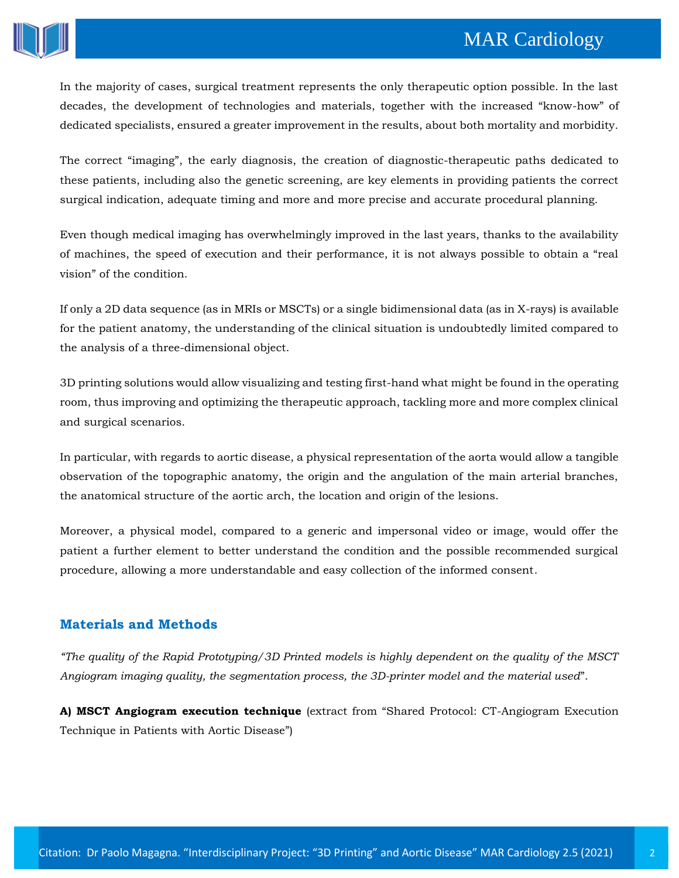In the majority of cases, surgical treatment represents the only therapeutic option possible. In the last decades, the development of technologies and materials, together with the increased "know-how" of dedicated specialists, ensured a greater improvement in the results, about both mortality and morbidity.

The correct "imaging", the early diagnosis, the creation of diagnostic-therapeutic paths dedicated to these patients, including also the genetic screening, are key elements in providing patients the correct surgical indication, adequate timing and more and more precise and accurate procedural planning.

Even though medical imaging has overwhelmingly improved in the last years, thanks to the availability of machines, the speed of execution and their performance, it is not always possible to obtain a "real vision" of the condition.

If only a 2D data sequence (as in MRIs or MSCTs) or a single bidimensional data (as in X-rays) is available for the patient anatomy, the understanding of the clinical situation is undoubtedly limited compared to the analysis of a three-dimensional object.

3D printing solutions would allow visualizing and testing first-hand what might be found in the operating room, thus improving and optimizing the therapeutic approach, tackling more and more complex clinical and surgical scenarios.

In particular, with regards to aortic disease, a physical representation of the aorta would allow a tangible observation of the topographic anatomy, the origin and the angulation of the main arterial branches, the anatomical structure of the aortic arch, the location and origin of the lesions.

Moreover, a physical model, compared to a generic and impersonal video or image, would offer the patient a further element to better understand the condition and the possible recommended surgical procedure, allowing a more understandable and easy collection of the informed consent.

## Materials and Methods

*"The quality of the Rapid Prototyping/3D Printed models is highly dependent on the quality of the MSCT Angiogram imaging quality, the segmentation process, the 3D-printer model and the material used*".

**A) MSCT Angiogram execution technique** (extract from "Shared Protocol: CT-Angiogram Execution Technique in Patients with Aortic Disease")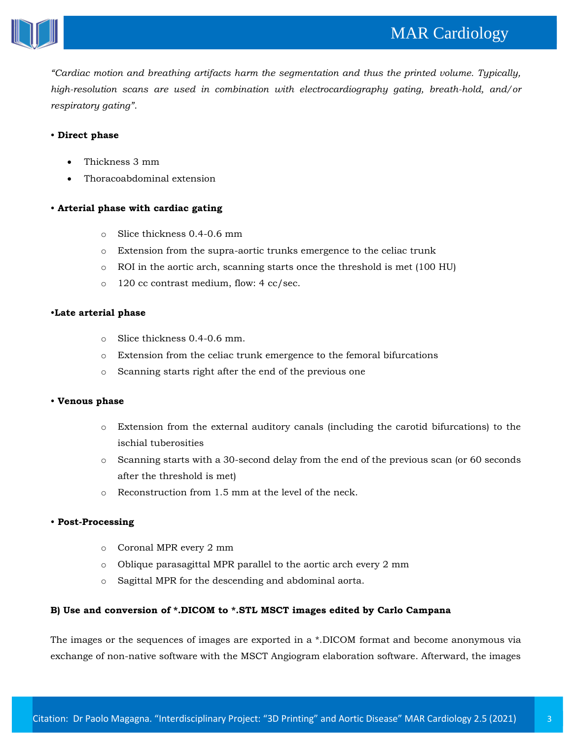*"Cardiac motion and breathing artifacts harm the segmentation and thus the printed volume. Typically, high-resolution scans are used in combination with electrocardiography gating, breath-hold, and/or respiratory gating"*.

• **Direct phase**

- Thickness 3 mm
- Thoracoabdominal extension

• **Arterial phase with cardiac gating**

- Slice thickness 0.4-0.6 mm
- Extension from the supra-aortic trunks emergence to the celiac trunk
- ROI in the aortic arch, scanning starts once the threshold is met (100 HU)
- 120 cc contrast medium, flow: 4 cc/sec.

•**Late arterial phase**

- Slice thickness 0.4-0.6 mm.
- Extension from the celiac trunk emergence to the femoral bifurcations
- Scanning starts right after the end of the previous one

• **Venous phase**

- Extension from the external auditory canals (including the carotid bifurcations) to the ischial tuberosities
- Scanning starts with a 30-second delay from the end of the previous scan (or 60 seconds after the threshold is met)
- Reconstruction from 1.5 mm at the level of the neck.

• **Post-Processing**

- Coronal MPR every 2 mm
- Oblique parasagittal MPR parallel to the aortic arch every 2 mm
- Sagittal MPR for the descending and abdominal aorta.

**B) Use and conversion of *.DICOM to *.STL MSCT images edited by Carlo Campana**

The images or the sequences of images are exported in a *.DICOM format and become anonymous via exchange of non-native software with the MSCT Angiogram elaboration software. Afterward, the images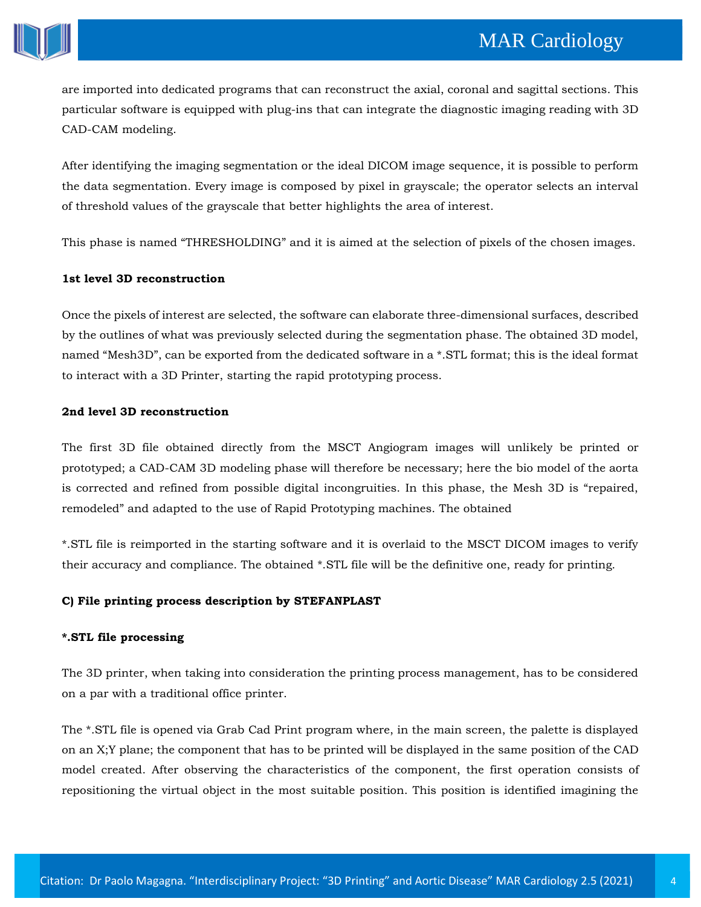are imported into dedicated programs that can reconstruct the axial, coronal and sagittal sections. This particular software is equipped with plug-ins that can integrate the diagnostic imaging reading with 3D CAD-CAM modeling.

After identifying the imaging segmentation or the ideal DICOM image sequence, it is possible to perform the data segmentation. Every image is composed by pixel in grayscale; the operator selects an interval of threshold values of the grayscale that better highlights the area of interest.

This phase is named "THRESHOLDING" and it is aimed at the selection of pixels of the chosen images.

**1st level 3D reconstruction**

Once the pixels of interest are selected, the software can elaborate three-dimensional surfaces, described by the outlines of what was previously selected during the segmentation phase. The obtained 3D model, named "Mesh3D", can be exported from the dedicated software in a *.STL format; this is the ideal format to interact with a 3D Printer, starting the rapid prototyping process.

**2nd level 3D reconstruction**

The first 3D file obtained directly from the MSCT Angiogram images will unlikely be printed or prototyped; a CAD-CAM 3D modeling phase will therefore be necessary; here the bio model of the aorta is corrected and refined from possible digital incongruities. In this phase, the Mesh 3D is "repaired, remodeled" and adapted to the use of Rapid Prototyping machines. The obtained

*.STL file is reimported in the starting software and it is overlaid to the MSCT DICOM images to verify their accuracy and compliance. The obtained *.STL file will be the definitive one, ready for printing.

**C) File printing process description by STEFANPLAST**

***.STL file processing**

The 3D printer, when taking into consideration the printing process management, has to be considered on a par with a traditional office printer.

The *.STL file is opened via Grab Cad Print program where, in the main screen, the palette is displayed on an X;Y plane; the component that has to be printed will be displayed in the same position of the CAD model created. After observing the characteristics of the component, the first operation consists of repositioning the virtual object in the most suitable position. This position is identified imagining the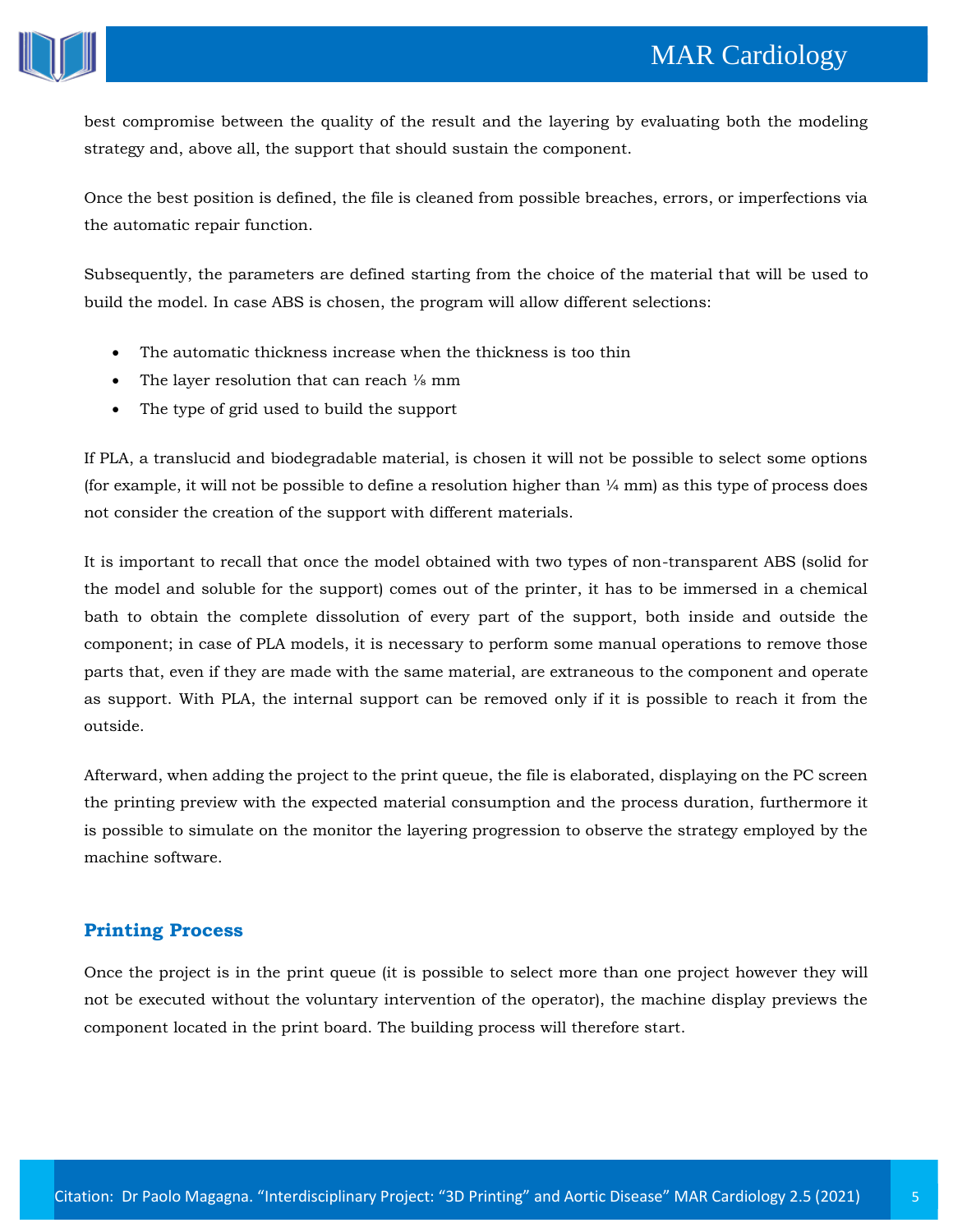best compromise between the quality of the result and the layering by evaluating both the modeling strategy and, above all, the support that should sustain the component.

Once the best position is defined, the file is cleaned from possible breaches, errors, or imperfections via the automatic repair function.

Subsequently, the parameters are defined starting from the choice of the material that will be used to build the model. In case ABS is chosen, the program will allow different selections:

- The automatic thickness increase when the thickness is too thin
- The layer resolution that can reach ⅛ mm
- The type of grid used to build the support

If PLA, a translucid and biodegradable material, is chosen it will not be possible to select some options (for example, it will not be possible to define a resolution higher than ¼ mm) as this type of process does not consider the creation of the support with different materials.

It is important to recall that once the model obtained with two types of non-transparent ABS (solid for the model and soluble for the support) comes out of the printer, it has to be immersed in a chemical bath to obtain the complete dissolution of every part of the support, both inside and outside the component; in case of PLA models, it is necessary to perform some manual operations to remove those parts that, even if they are made with the same material, are extraneous to the component and operate as support. With PLA, the internal support can be removed only if it is possible to reach it from the outside.

Afterward, when adding the project to the print queue, the file is elaborated, displaying on the PC screen the printing preview with the expected material consumption and the process duration, furthermore it is possible to simulate on the monitor the layering progression to observe the strategy employed by the machine software.

## Printing Process

Once the project is in the print queue (it is possible to select more than one project however they will not be executed without the voluntary intervention of the operator), the machine display previews the component located in the print board. The building process will therefore start.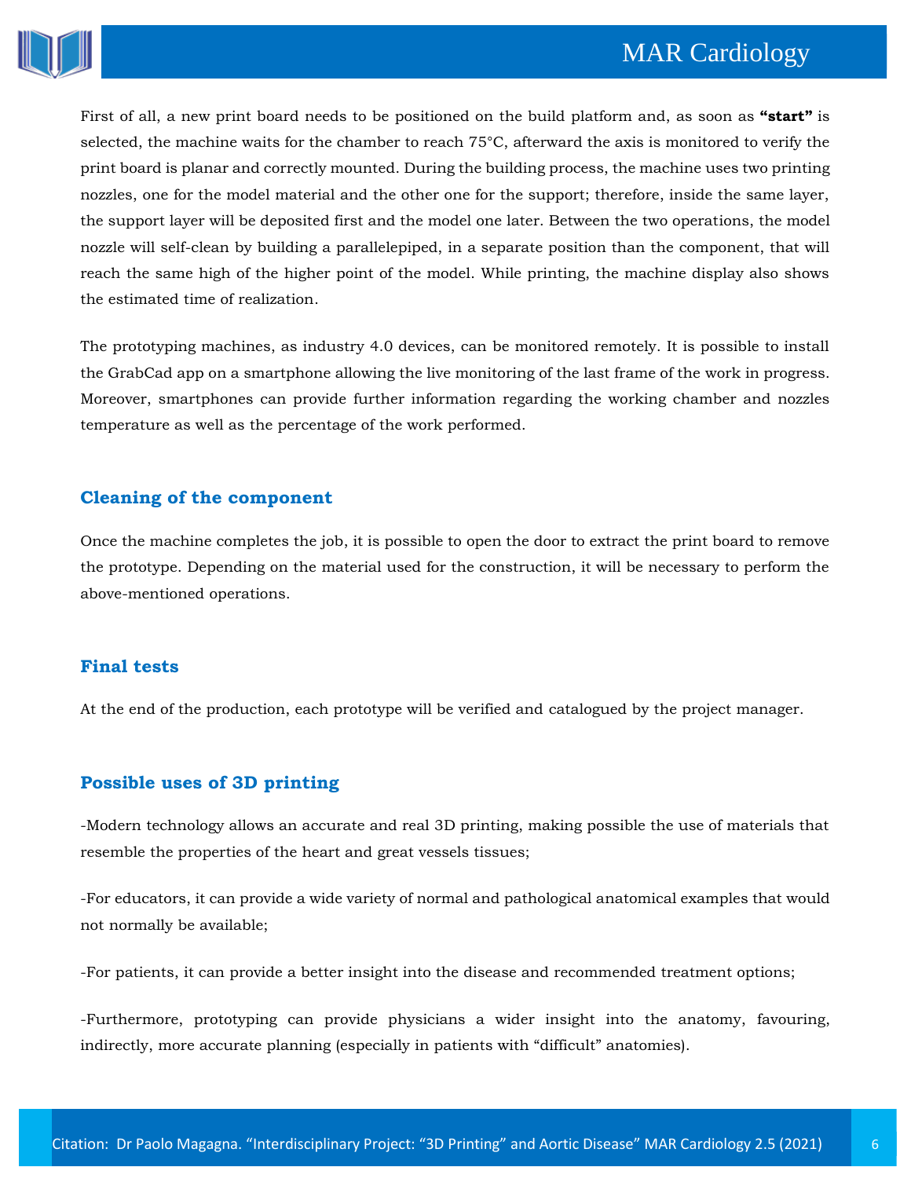First of all, a new print board needs to be positioned on the build platform and, as soon as **"start"** is selected, the machine waits for the chamber to reach 75°C, afterward the axis is monitored to verify the print board is planar and correctly mounted. During the building process, the machine uses two printing nozzles, one for the model material and the other one for the support; therefore, inside the same layer, the support layer will be deposited first and the model one later. Between the two operations, the model nozzle will self-clean by building a parallelepiped, in a separate position than the component, that will reach the same high of the higher point of the model. While printing, the machine display also shows the estimated time of realization.

The prototyping machines, as industry 4.0 devices, can be monitored remotely. It is possible to install the GrabCad app on a smartphone allowing the live monitoring of the last frame of the work in progress. Moreover, smartphones can provide further information regarding the working chamber and nozzles temperature as well as the percentage of the work performed.

## Cleaning of the component

Once the machine completes the job, it is possible to open the door to extract the print board to remove the prototype. Depending on the material used for the construction, it will be necessary to perform the above-mentioned operations.

## Final tests

At the end of the production, each prototype will be verified and catalogued by the project manager.

## Possible uses of 3D printing

-Modern technology allows an accurate and real 3D printing, making possible the use of materials that resemble the properties of the heart and great vessels tissues;

-For educators, it can provide a wide variety of normal and pathological anatomical examples that would not normally be available;

-For patients, it can provide a better insight into the disease and recommended treatment options;

-Furthermore, prototyping can provide physicians a wider insight into the anatomy, favouring, indirectly, more accurate planning (especially in patients with "difficult" anatomies).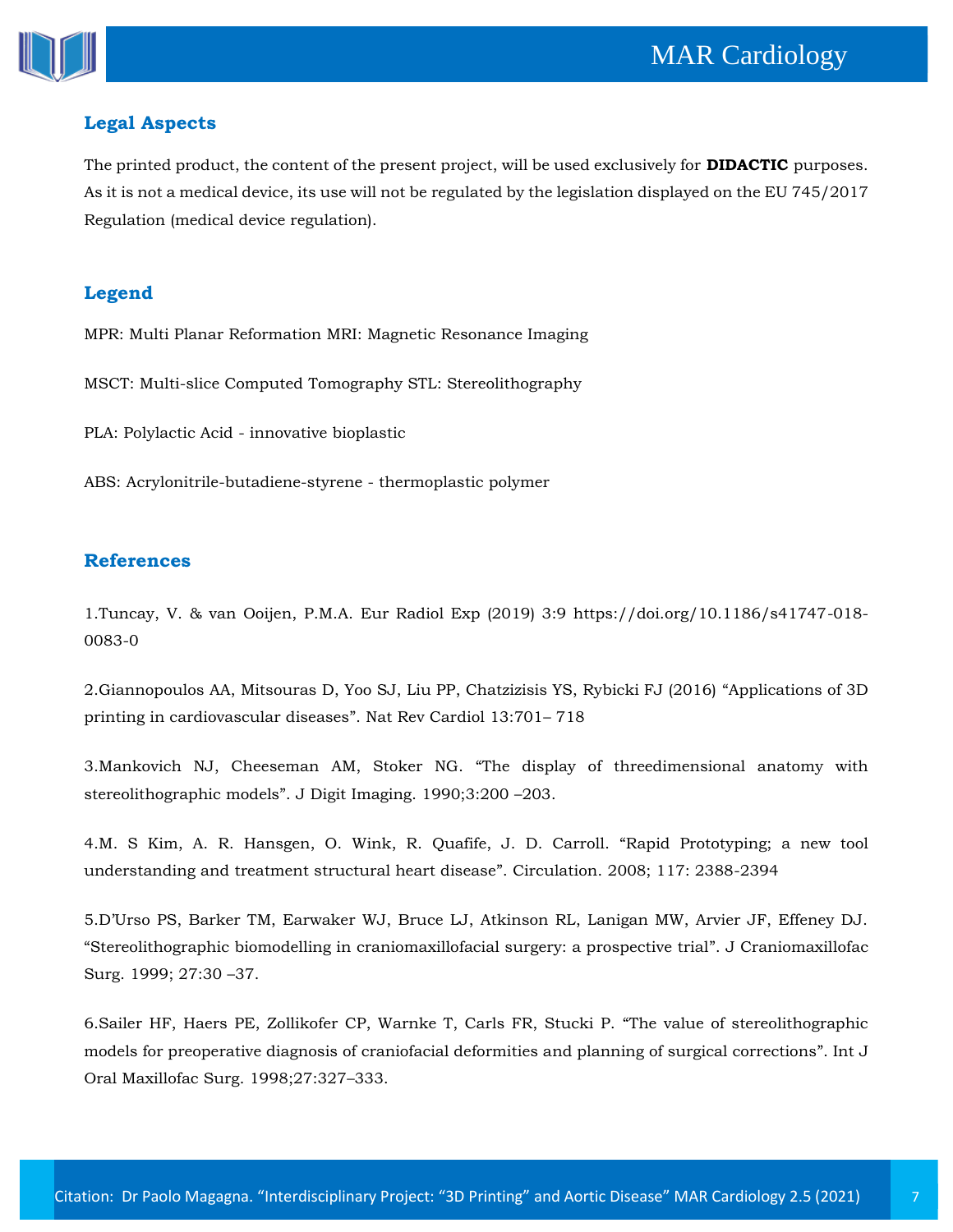## Legal Aspects

The printed product, the content of the present project, will be used exclusively for **DIDACTIC** purposes. As it is not a medical device, its use will not be regulated by the legislation displayed on the EU 745/2017 Regulation (medical device regulation).

## Legend

MPR: Multi Planar Reformation MRI: Magnetic Resonance Imaging

MSCT: Multi-slice Computed Tomography STL: Stereolithography

PLA: Polylactic Acid - innovative bioplastic

ABS: Acrylonitrile-butadiene-styrene - thermoplastic polymer

## References

1.Tuncay, V. & van Ooijen, P.M.A. Eur Radiol Exp (2019) 3:9 https://doi.org/10.1186/s41747-018-0083-0

2.Giannopoulos AA, Mitsouras D, Yoo SJ, Liu PP, Chatzizisis YS, Rybicki FJ (2016) "Applications of 3D printing in cardiovascular diseases". Nat Rev Cardiol 13:701– 718

3.Mankovich NJ, Cheeseman AM, Stoker NG. "The display of threedimensional anatomy with stereolithographic models". J Digit Imaging. 1990;3:200 –203.

4.M. S Kim, A. R. Hansgen, O. Wink, R. Quafife, J. D. Carroll. "Rapid Prototyping; a new tool understanding and treatment structural heart disease". Circulation. 2008; 117: 2388-2394

5.D'Urso PS, Barker TM, Earwaker WJ, Bruce LJ, Atkinson RL, Lanigan MW, Arvier JF, Effeney DJ. "Stereolithographic biomodelling in craniomaxillofacial surgery: a prospective trial". J Craniomaxillofac Surg. 1999; 27:30 –37.

6.Sailer HF, Haers PE, Zollikofer CP, Warnke T, Carls FR, Stucki P. "The value of stereolithographic models for preoperative diagnosis of craniofacial deformities and planning of surgical corrections". Int J Oral Maxillofac Surg. 1998;27:327–333.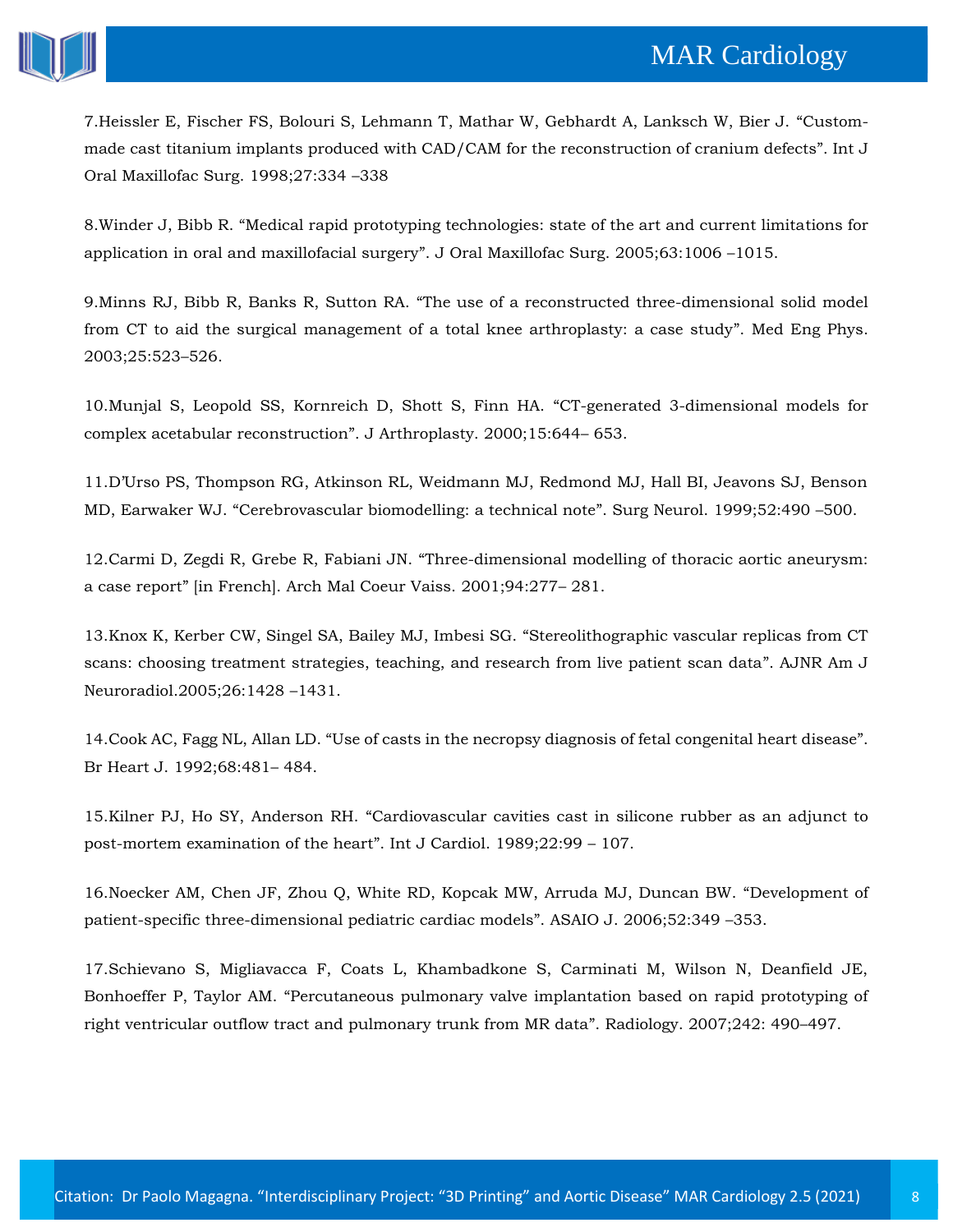7.Heissler E, Fischer FS, Bolouri S, Lehmann T, Mathar W, Gebhardt A, Lanksch W, Bier J. "Custom-made cast titanium implants produced with CAD/CAM for the reconstruction of cranium defects". Int J Oral Maxillofac Surg. 1998;27:334 –338

8.Winder J, Bibb R. "Medical rapid prototyping technologies: state of the art and current limitations for application in oral and maxillofacial surgery". J Oral Maxillofac Surg. 2005;63:1006 –1015.

9.Minns RJ, Bibb R, Banks R, Sutton RA. "The use of a reconstructed three-dimensional solid model from CT to aid the surgical management of a total knee arthroplasty: a case study". Med Eng Phys. 2003;25:523–526.

10.Munjal S, Leopold SS, Kornreich D, Shott S, Finn HA. "CT-generated 3-dimensional models for complex acetabular reconstruction". J Arthroplasty. 2000;15:644– 653.

11.D'Urso PS, Thompson RG, Atkinson RL, Weidmann MJ, Redmond MJ, Hall BI, Jeavons SJ, Benson MD, Earwaker WJ. "Cerebrovascular biomodelling: a technical note". Surg Neurol. 1999;52:490 –500.

12.Carmi D, Zegdi R, Grebe R, Fabiani JN. "Three-dimensional modelling of thoracic aortic aneurysm: a case report" [in French]. Arch Mal Coeur Vaiss. 2001;94:277– 281.

13.Knox K, Kerber CW, Singel SA, Bailey MJ, Imbesi SG. "Stereolithographic vascular replicas from CT scans: choosing treatment strategies, teaching, and research from live patient scan data". AJNR Am J Neuroradiol.2005;26:1428 –1431.

14.Cook AC, Fagg NL, Allan LD. "Use of casts in the necropsy diagnosis of fetal congenital heart disease". Br Heart J. 1992;68:481– 484.

15.Kilner PJ, Ho SY, Anderson RH. "Cardiovascular cavities cast in silicone rubber as an adjunct to post-mortem examination of the heart". Int J Cardiol. 1989;22:99 – 107.

16.Noecker AM, Chen JF, Zhou Q, White RD, Kopcak MW, Arruda MJ, Duncan BW. "Development of patient-specific three-dimensional pediatric cardiac models". ASAIO J. 2006;52:349 –353.

17.Schievano S, Migliavacca F, Coats L, Khambadkone S, Carminati M, Wilson N, Deanfield JE, Bonhoeffer P, Taylor AM. "Percutaneous pulmonary valve implantation based on rapid prototyping of right ventricular outflow tract and pulmonary trunk from MR data". Radiology. 2007;242: 490–497.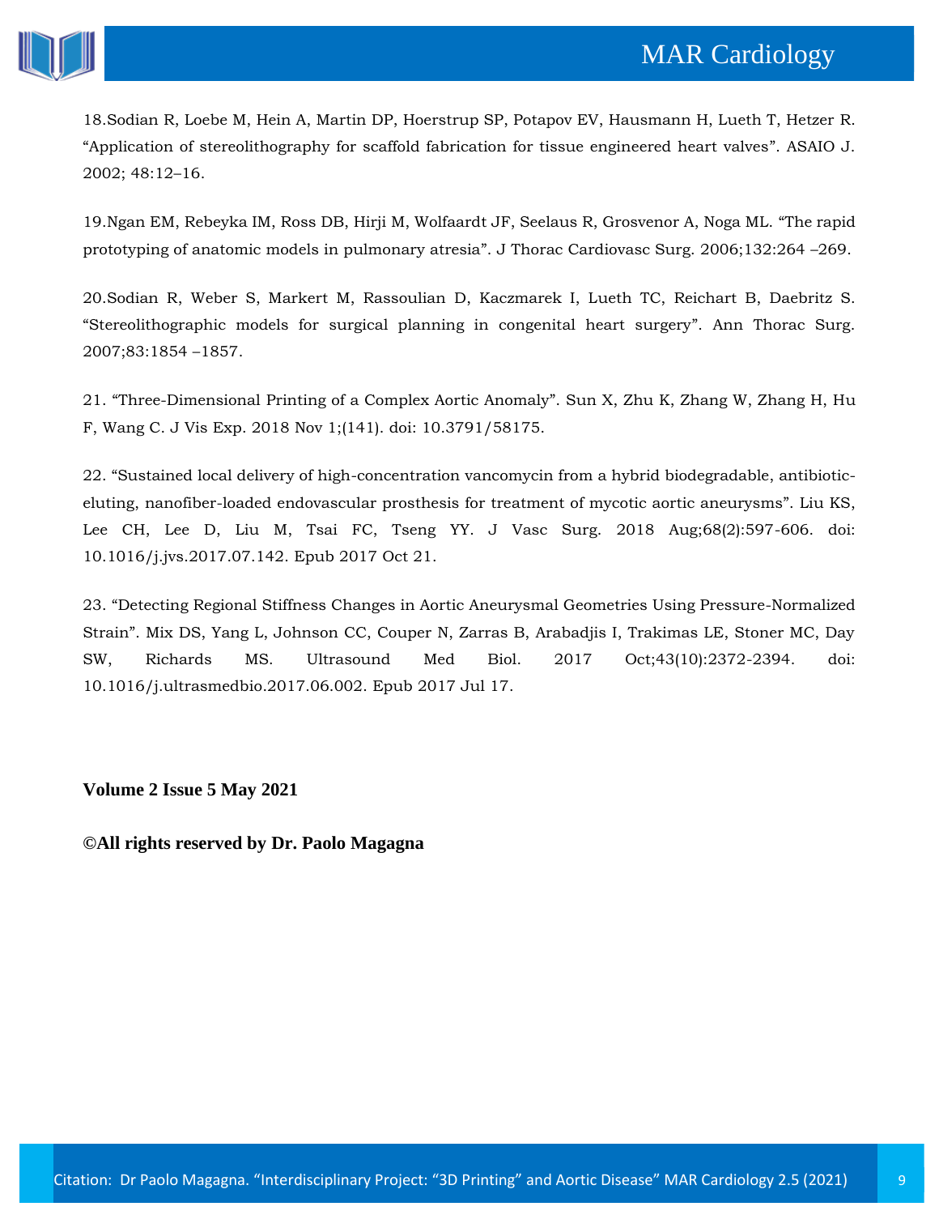18.Sodian R, Loebe M, Hein A, Martin DP, Hoerstrup SP, Potapov EV, Hausmann H, Lueth T, Hetzer R. "Application of stereolithography for scaffold fabrication for tissue engineered heart valves". ASAIO J. 2002; 48:12–16.

19.Ngan EM, Rebeyka IM, Ross DB, Hirji M, Wolfaardt JF, Seelaus R, Grosvenor A, Noga ML. "The rapid prototyping of anatomic models in pulmonary atresia". J Thorac Cardiovasc Surg. 2006;132:264 –269.

20.Sodian R, Weber S, Markert M, Rassoulian D, Kaczmarek I, Lueth TC, Reichart B, Daebritz S. "Stereolithographic models for surgical planning in congenital heart surgery". Ann Thorac Surg. 2007;83:1854 –1857.

21. "Three-Dimensional Printing of a Complex Aortic Anomaly". Sun X, Zhu K, Zhang W, Zhang H, Hu F, Wang C. J Vis Exp. 2018 Nov 1;(141). doi: 10.3791/58175.

22. "Sustained local delivery of high-concentration vancomycin from a hybrid biodegradable, antibiotic-eluting, nanofiber-loaded endovascular prosthesis for treatment of mycotic aortic aneurysms". Liu KS, Lee CH, Lee D, Liu M, Tsai FC, Tseng YY. J Vasc Surg. 2018 Aug;68(2):597-606. doi: 10.1016/j.jvs.2017.07.142. Epub 2017 Oct 21.

23. "Detecting Regional Stiffness Changes in Aortic Aneurysmal Geometries Using Pressure-Normalized Strain". Mix DS, Yang L, Johnson CC, Couper N, Zarras B, Arabadjis I, Trakimas LE, Stoner MC, Day SW, Richards MS. Ultrasound Med Biol. 2017 Oct;43(10):2372-2394. doi: 10.1016/j.ultrasmedbio.2017.06.002. Epub 2017 Jul 17.

**Volume 2 Issue 5 May 2021**

**©All rights reserved by Dr. Paolo Magagna**